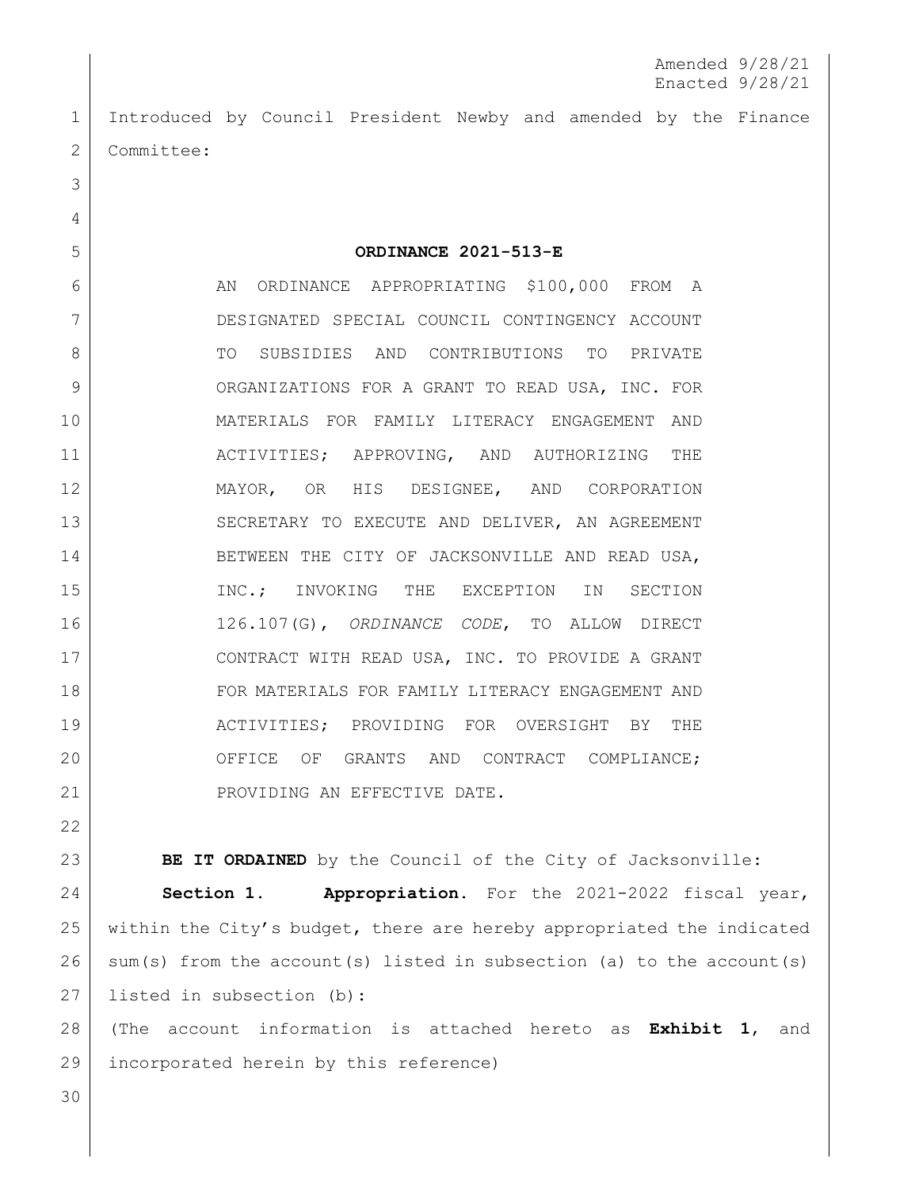Amended 9/28/21
Enacted 9/28/21

Introduced by Council President Newby and amended by the Finance Committee:

**ORDINANCE 2021-513-E**

AN ORDINANCE APPROPRIATING $100,000 FROM A DESIGNATED SPECIAL COUNCIL CONTINGENCY ACCOUNT TO SUBSIDIES AND CONTRIBUTIONS TO PRIVATE ORGANIZATIONS FOR A GRANT TO READ USA, INC. FOR MATERIALS FOR FAMILY LITERACY ENGAGEMENT AND ACTIVITIES; APPROVING, AND AUTHORIZING THE MAYOR, OR HIS DESIGNEE, AND CORPORATION SECRETARY TO EXECUTE AND DELIVER, AN AGREEMENT BETWEEN THE CITY OF JACKSONVILLE AND READ USA, INC.; INVOKING THE EXCEPTION IN SECTION 126.107(G), *ORDINANCE CODE*, TO ALLOW DIRECT CONTRACT WITH READ USA, INC. TO PROVIDE A GRANT FOR MATERIALS FOR FAMILY LITERACY ENGAGEMENT AND ACTIVITIES; PROVIDING FOR OVERSIGHT BY THE OFFICE OF GRANTS AND CONTRACT COMPLIANCE; PROVIDING AN EFFECTIVE DATE.

**BE IT ORDAINED** by the Council of the City of Jacksonville:

**Section 1. Appropriation.** For the 2021-2022 fiscal year, within the City's budget, there are hereby appropriated the indicated sum(s) from the account(s) listed in subsection (a) to the account(s) listed in subsection (b):

(The account information is attached hereto as **Exhibit 1**, and incorporated herein by this reference)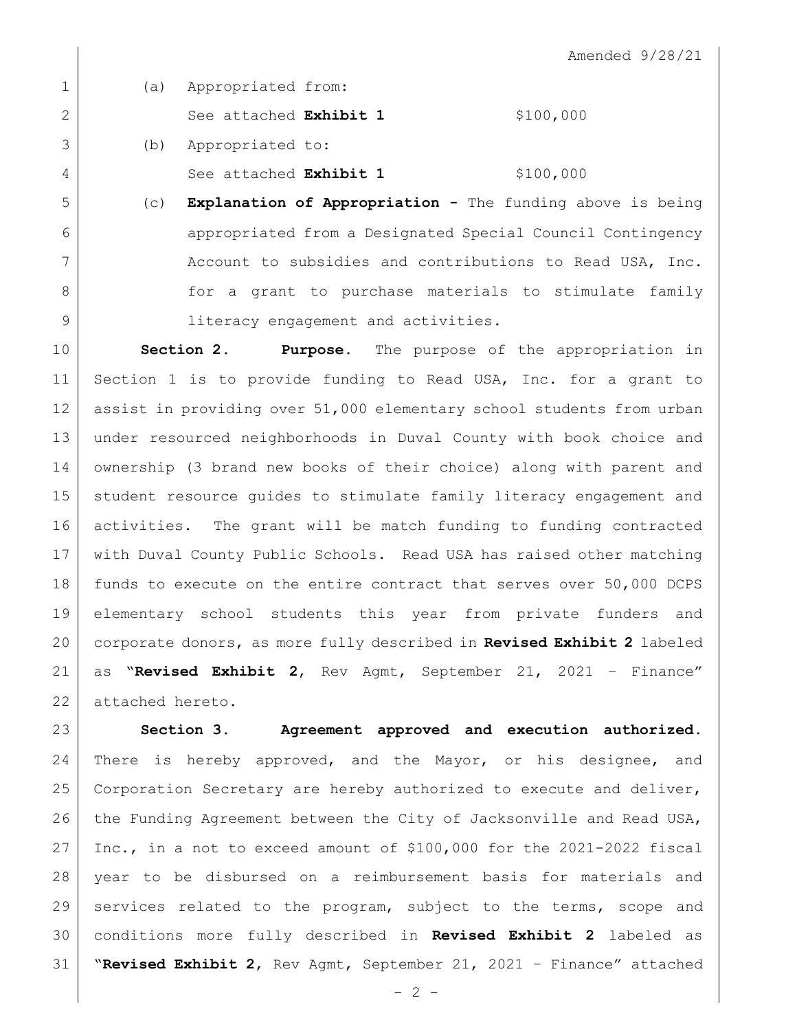Amended 9/28/21

(a) Appropriated from:

See attached **Exhibit 1** $100,000

(b) Appropriated to:

See attached **Exhibit 1** $100,000

(c) **Explanation of Appropriation -** The funding above is being appropriated from a Designated Special Council Contingency Account to subsidies and contributions to Read USA, Inc. for a grant to purchase materials to stimulate family literacy engagement and activities.

**Section 2. Purpose.** The purpose of the appropriation in Section 1 is to provide funding to Read USA, Inc. for a grant to assist in providing over 51,000 elementary school students from urban under resourced neighborhoods in Duval County with book choice and ownership (3 brand new books of their choice) along with parent and student resource guides to stimulate family literacy engagement and activities. The grant will be match funding to funding contracted with Duval County Public Schools. Read USA has raised other matching funds to execute on the entire contract that serves over 50,000 DCPS elementary school students this year from private funders and corporate donors, as more fully described in **Revised Exhibit 2** labeled as "**Revised Exhibit 2**, Rev Agmt, September 21, 2021 – Finance" attached hereto.

**Section 3. Agreement approved and execution authorized.** There is hereby approved, and the Mayor, or his designee, and Corporation Secretary are hereby authorized to execute and deliver, the Funding Agreement between the City of Jacksonville and Read USA, Inc., in a not to exceed amount of $100,000 for the 2021-2022 fiscal year to be disbursed on a reimbursement basis for materials and services related to the program, subject to the terms, scope and conditions more fully described in **Revised Exhibit 2** labeled as "**Revised Exhibit 2**, Rev Agmt, September 21, 2021 – Finance" attached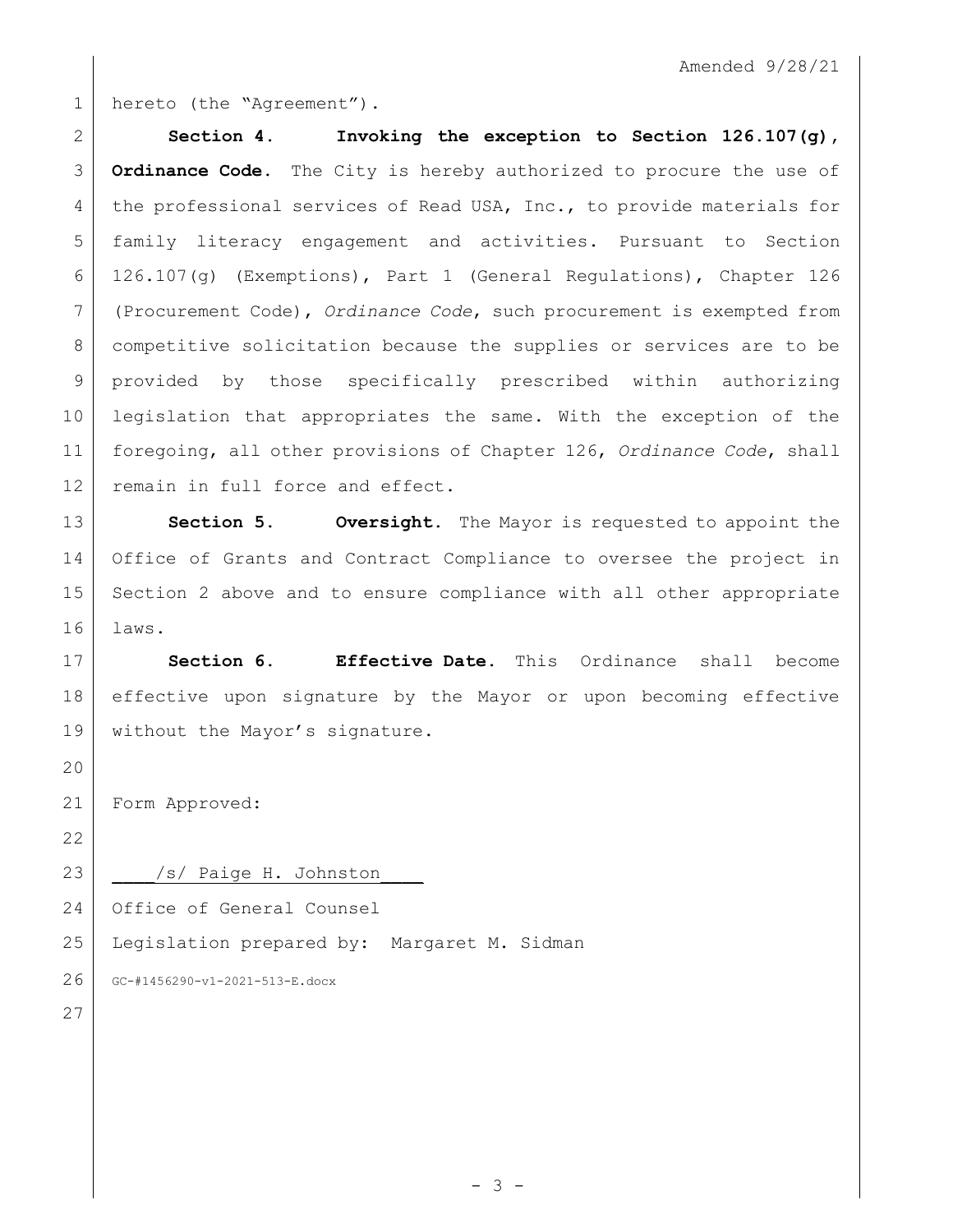hereto (the "Agreement").

**Section 4. Invoking the exception to Section 126.107(g), Ordinance Code.** The City is hereby authorized to procure the use of the professional services of Read USA, Inc., to provide materials for family literacy engagement and activities. Pursuant to Section 126.107(g) (Exemptions), Part 1 (General Regulations), Chapter 126 (Procurement Code), *Ordinance Code*, such procurement is exempted from competitive solicitation because the supplies or services are to be provided by those specifically prescribed within authorizing legislation that appropriates the same. With the exception of the foregoing, all other provisions of Chapter 126, *Ordinance Code*, shall remain in full force and effect.

**Section 5. Oversight.** The Mayor is requested to appoint the Office of Grants and Contract Compliance to oversee the project in Section 2 above and to ensure compliance with all other appropriate laws.

**Section 6. Effective Date.** This Ordinance shall become effective upon signature by the Mayor or upon becoming effective without the Mayor's signature.

Form Approved:

/s/ Paige H. Johnston

Office of General Counsel

Legislation prepared by: Margaret M. Sidman

GC-#1456290-v1-2021-513-E.docx